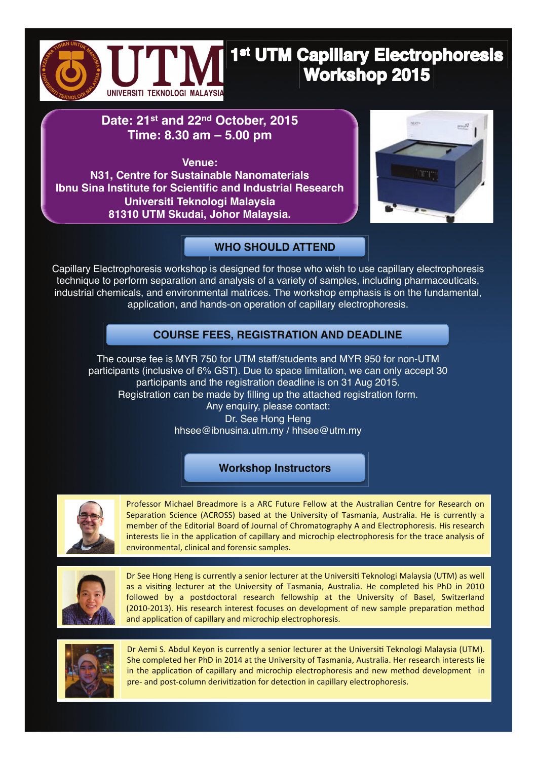# 1st UTM Capillary Electrophoresis Workshop 2015

UNIVERSITI TEKNOLOGI MALAYSIA

**Date: 21st and 22nd October, 2015**
**Time: 8.30 am – 5.00 pm**

**Venue:**
**N31, Centre for Sustainable Nanomaterials**
**Ibnu Sina Institute for Scientific and Industrial Research**
**Universiti Teknologi Malaysia**
**81310 UTM Skudai, Johor Malaysia.**

## WHO SHOULD ATTEND

Capillary Electrophoresis workshop is designed for those who wish to use capillary electrophoresis technique to perform separation and analysis of a variety of samples, including pharmaceuticals, industrial chemicals, and environmental matrices. The workshop emphasis is on the fundamental, application, and hands-on operation of capillary electrophoresis.

## COURSE FEES, REGISTRATION AND DEADLINE

The course fee is MYR 750 for UTM staff/students and MYR 950 for non-UTM participants (inclusive of 6% GST). Due to space limitation, we can only accept 30 participants and the registration deadline is on 31 Aug 2015.
Registration can be made by filling up the attached registration form.
Any enquiry, please contact:
Dr. See Hong Heng
hhsee@ibnusina.utm.my / hhsee@utm.my

## Workshop Instructors

Professor Michael Breadmore is a ARC Future Fellow at the Australian Centre for Research on Separation Science (ACROSS) based at the University of Tasmania, Australia. He is currently a member of the Editorial Board of Journal of Chromatography A and Electrophoresis. His research interests lie in the application of capillary and microchip electrophoresis for the trace analysis of environmental, clinical and forensic samples.

Dr See Hong Heng is currently a senior lecturer at the Universiti Teknologi Malaysia (UTM) as well as a visiting lecturer at the University of Tasmania, Australia. He completed his PhD in 2010 followed by a postdoctoral research fellowship at the University of Basel, Switzerland (2010-2013). His research interest focuses on development of new sample preparation method and application of capillary and microchip electrophoresis.

Dr Aemi S. Abdul Keyon is currently a senior lecturer at the Universiti Teknologi Malaysia (UTM). She completed her PhD in 2014 at the University of Tasmania, Australia. Her research interests lie in the application of capillary and microchip electrophoresis and new method development in pre- and post-column derivitization for detection in capillary electrophoresis.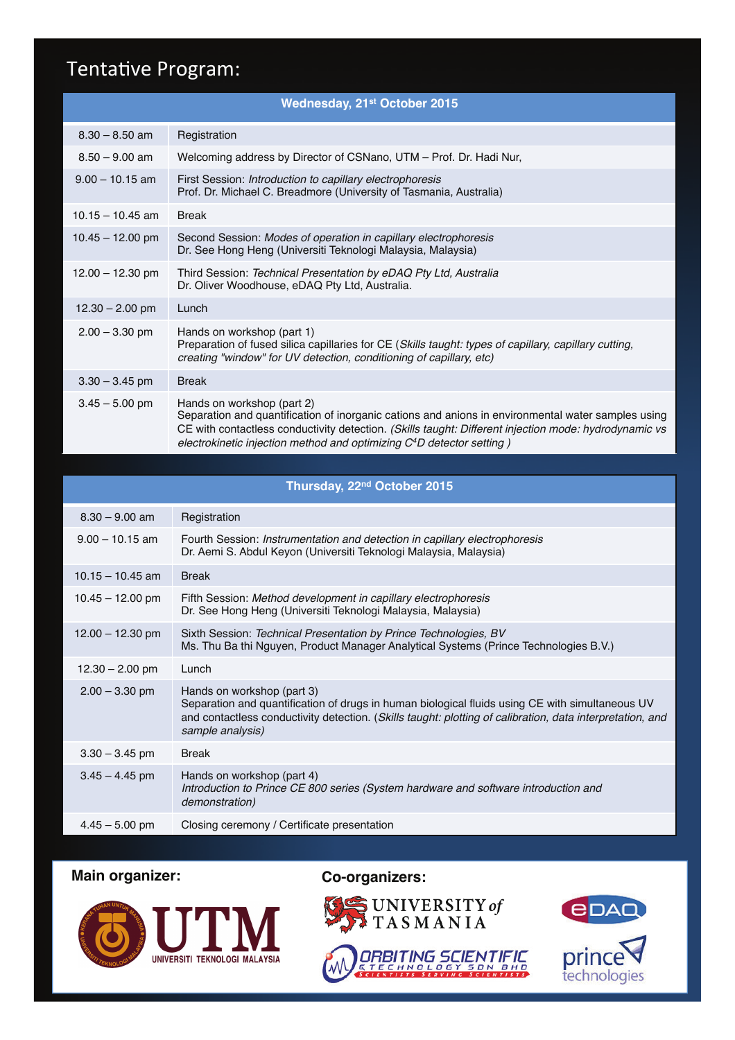# Tentative Program:

| Wednesday, 21st October 2015 | |
|---|---|
| 8.30 – 8.50 am | Registration |
| 8.50 – 9.00 am | Welcoming address by Director of CSNano, UTM – Prof. Dr. Hadi Nur, |
| 9.00 – 10.15 am | First Session: *Introduction to capillary electrophoresis*<br>Prof. Dr. Michael C. Breadmore (University of Tasmania, Australia) |
| 10.15 – 10.45 am | Break |
| 10.45 – 12.00 pm | Second Session: *Modes of operation in capillary electrophoresis*<br>Dr. See Hong Heng (Universiti Teknologi Malaysia, Malaysia) |
| 12.00 – 12.30 pm | Third Session: *Technical Presentation by eDAQ Pty Ltd, Australia*<br>Dr. Oliver Woodhouse, eDAQ Pty Ltd, Australia. |
| 12.30 – 2.00 pm | Lunch |
| 2.00 – 3.30 pm | Hands on workshop (part 1)<br>Preparation of fused silica capillaries for CE (*Skills taught: types of capillary, capillary cutting, creating "window" for UV detection, conditioning of capillary, etc)* |
| 3.30 – 3.45 pm | Break |
| 3.45 – 5.00 pm | Hands on workshop (part 2)<br>Separation and quantification of inorganic cations and anions in environmental water samples using CE with contactless conductivity detection. *(Skills taught: Different injection mode: hydrodynamic vs electrokinetic injection method and optimizing $C^4D$ detector setting )* |

| Thursday, 22nd October 2015 | |
|---|---|
| 8.30 – 9.00 am | Registration |
| 9.00 – 10.15 am | Fourth Session: *Instrumentation and detection in capillary electrophoresis*<br>Dr. Aemi S. Abdul Keyon (Universiti Teknologi Malaysia, Malaysia) |
| 10.15 – 10.45 am | Break |
| 10.45 – 12.00 pm | Fifth Session: *Method development in capillary electrophoresis*<br>Dr. See Hong Heng (Universiti Teknologi Malaysia, Malaysia) |
| 12.00 – 12.30 pm | Sixth Session: *Technical Presentation by Prince Technologies, BV*<br>Ms. Thu Ba thi Nguyen, Product Manager Analytical Systems (Prince Technologies B.V.) |
| 12.30 – 2.00 pm | Lunch |
| 2.00 – 3.30 pm | Hands on workshop (part 3)<br>Separation and quantification of drugs in human biological fluids using CE with simultaneous UV and contactless conductivity detection. (*Skills taught: plotting of calibration, data interpretation, and sample analysis)* |
| 3.30 – 3.45 pm | Break |
| 3.45 – 4.45 pm | Hands on workshop (part 4)<br>*Introduction to Prince CE 800 series (System hardware and software introduction and demonstration)* |
| 4.45 – 5.00 pm | Closing ceremony / Certificate presentation |

**Main organizer:**

UTM – UNIVERSITI TEKNOLOGI MALAYSIA

**Co-organizers:**

UNIVERSITY *of* TASMANIA

eDAQ

ORBITING SCIENTIFIC & TECHNOLOGY SDN BHD – SCIENTISTS SERVING SCIENTISTS

prince technologies